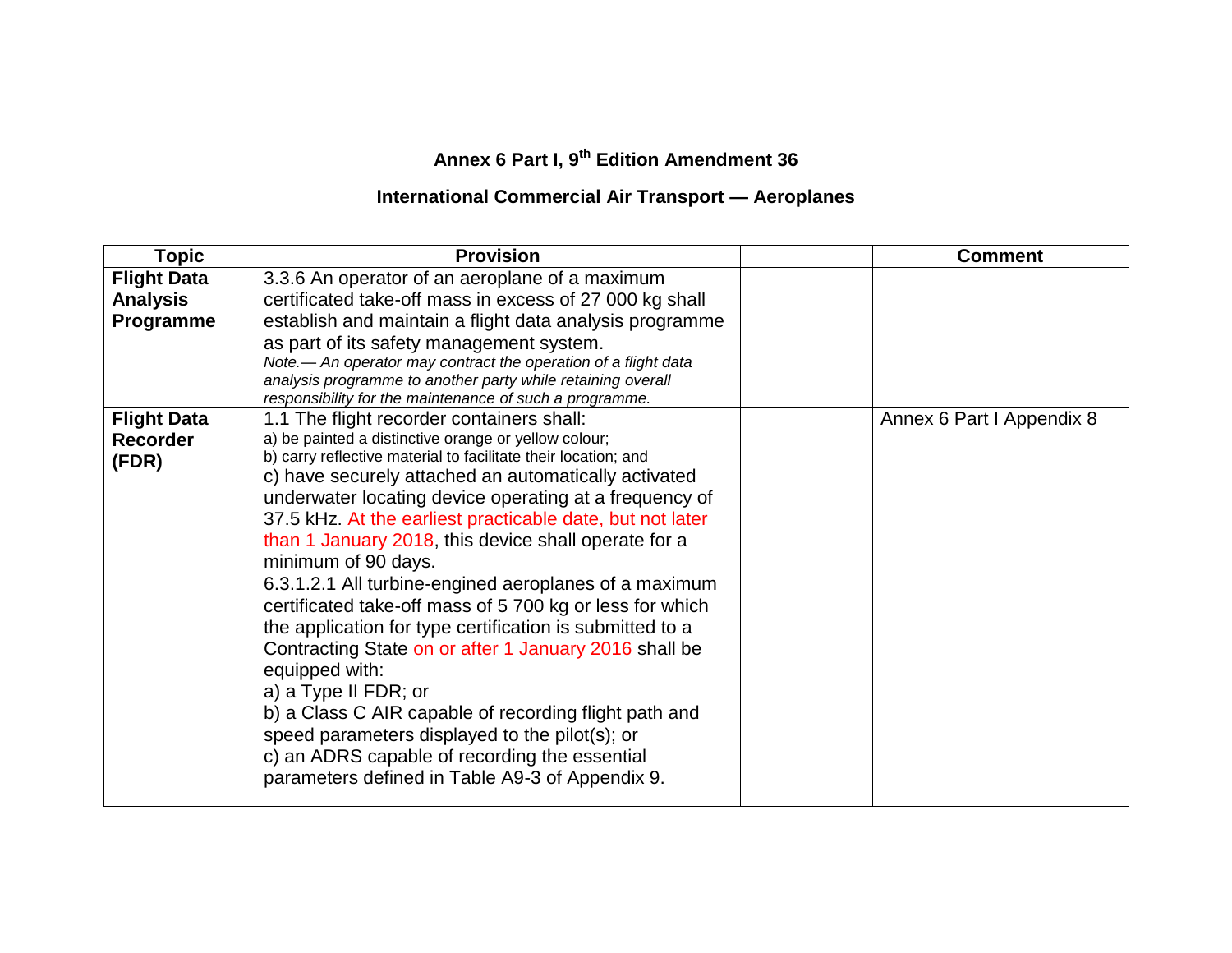# Annex 6 Part I, 9th Edition Amendment 36

## International Commercial Air Transport — Aeroplanes

| Topic | Provision | | Comment |
|---|---|---|---|
| **Flight Data Analysis Programme** | 3.3.6 An operator of an aeroplane of a maximum certificated take-off mass in excess of 27 000 kg shall establish and maintain a flight data analysis programme as part of its safety management system.<br>*Note.— An operator may contract the operation of a flight data analysis programme to another party while retaining overall responsibility for the maintenance of such a programme.* | | |
| **Flight Data Recorder (FDR)** | 1.1 The flight recorder containers shall:<br>a) be painted a distinctive orange or yellow colour;<br>b) carry reflective material to facilitate their location; and<br>c) have securely attached an automatically activated underwater locating device operating at a frequency of 37.5 kHz. At the earliest practicable date, but not later than 1 January 2018, this device shall operate for a minimum of 90 days. | | Annex 6 Part I Appendix 8 |
| | 6.3.1.2.1 All turbine-engined aeroplanes of a maximum certificated take-off mass of 5 700 kg or less for which the application for type certification is submitted to a Contracting State on or after 1 January 2016 shall be equipped with:<br>a) a Type II FDR; or<br>b) a Class C AIR capable of recording flight path and speed parameters displayed to the pilot(s); or<br>c) an ADRS capable of recording the essential parameters defined in Table A9-3 of Appendix 9. | | |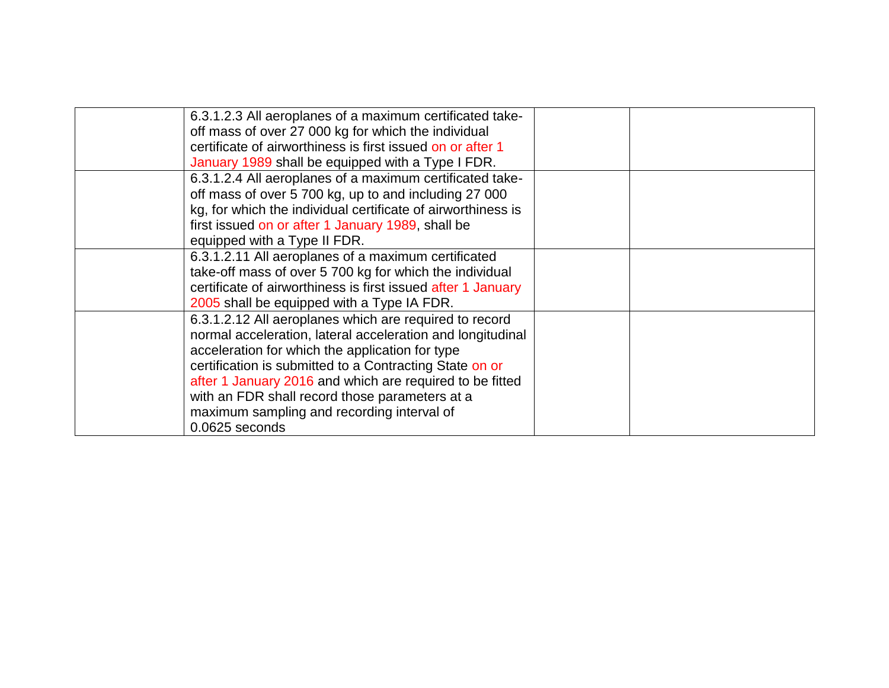| | | | |
|---|---|---|---|
| | 6.3.1.2.3 All aeroplanes of a maximum certificated take-off mass of over 27 000 kg for which the individual certificate of airworthiness is first issued on or after 1 January 1989 shall be equipped with a Type I FDR. | | |
| | 6.3.1.2.4 All aeroplanes of a maximum certificated take-off mass of over 5 700 kg, up to and including 27 000 kg, for which the individual certificate of airworthiness is first issued on or after 1 January 1989, shall be equipped with a Type II FDR. | | |
| | 6.3.1.2.11 All aeroplanes of a maximum certificated take-off mass of over 5 700 kg for which the individual certificate of airworthiness is first issued after 1 January 2005 shall be equipped with a Type IA FDR. | | |
| | 6.3.1.2.12 All aeroplanes which are required to record normal acceleration, lateral acceleration and longitudinal acceleration for which the application for type certification is submitted to a Contracting State on or after 1 January 2016 and which are required to be fitted with an FDR shall record those parameters at a maximum sampling and recording interval of 0.0625 seconds | | |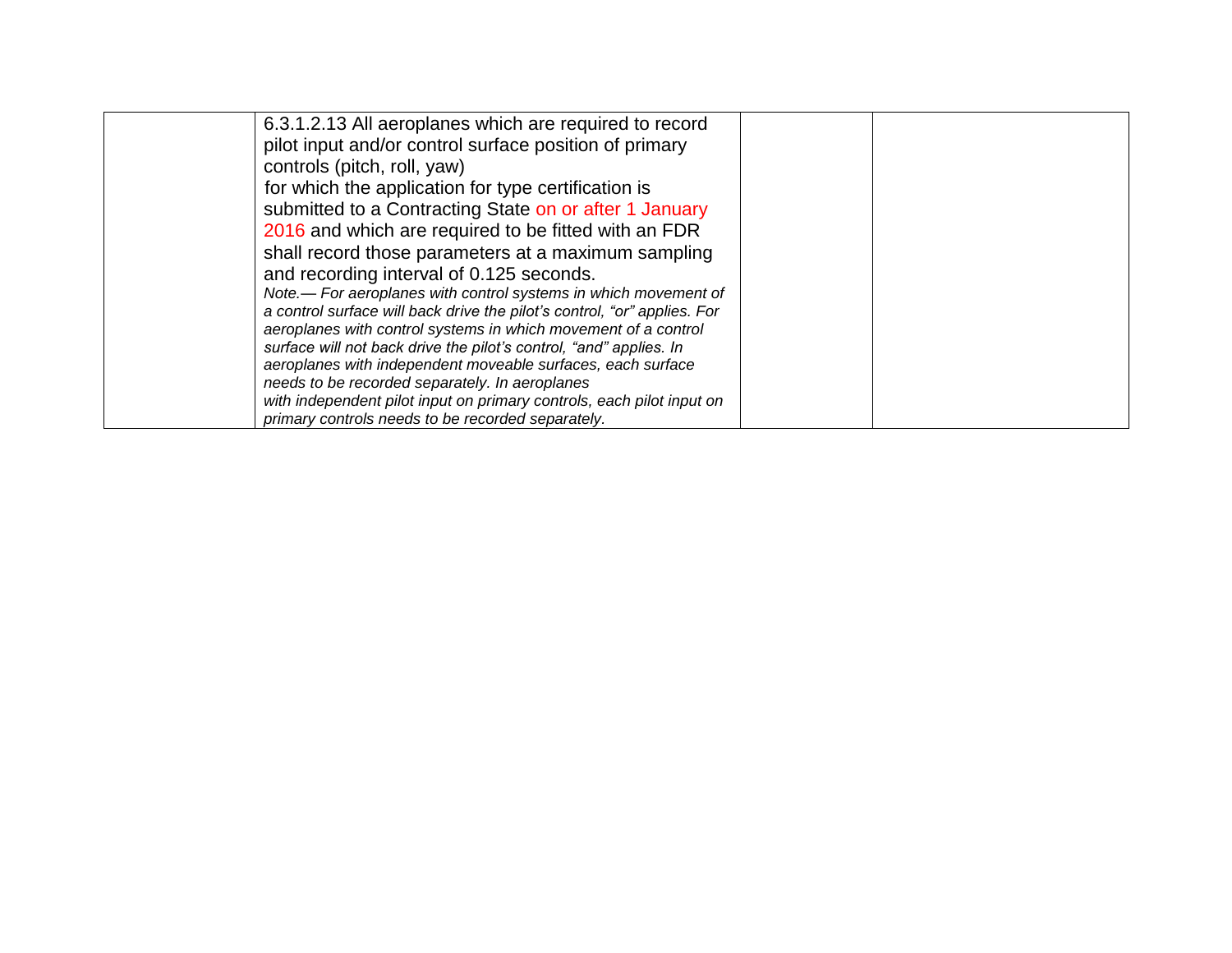|  | 6.3.1.2.13 All aeroplanes which are required to record pilot input and/or control surface position of primary controls (pitch, roll, yaw) for which the application for type certification is submitted to a Contracting State on or after 1 January 2016 and which are required to be fitted with an FDR shall record those parameters at a maximum sampling and recording interval of 0.125 seconds.<br>*Note.— For aeroplanes with control systems in which movement of a control surface will back drive the pilot's control, "or" applies. For aeroplanes with control systems in which movement of a control surface will not back drive the pilot's control, "and" applies. In aeroplanes with independent moveable surfaces, each surface needs to be recorded separately. In aeroplanes with independent pilot input on primary controls, each pilot input on primary controls needs to be recorded separately.* |  |  |
|---|---|---|---|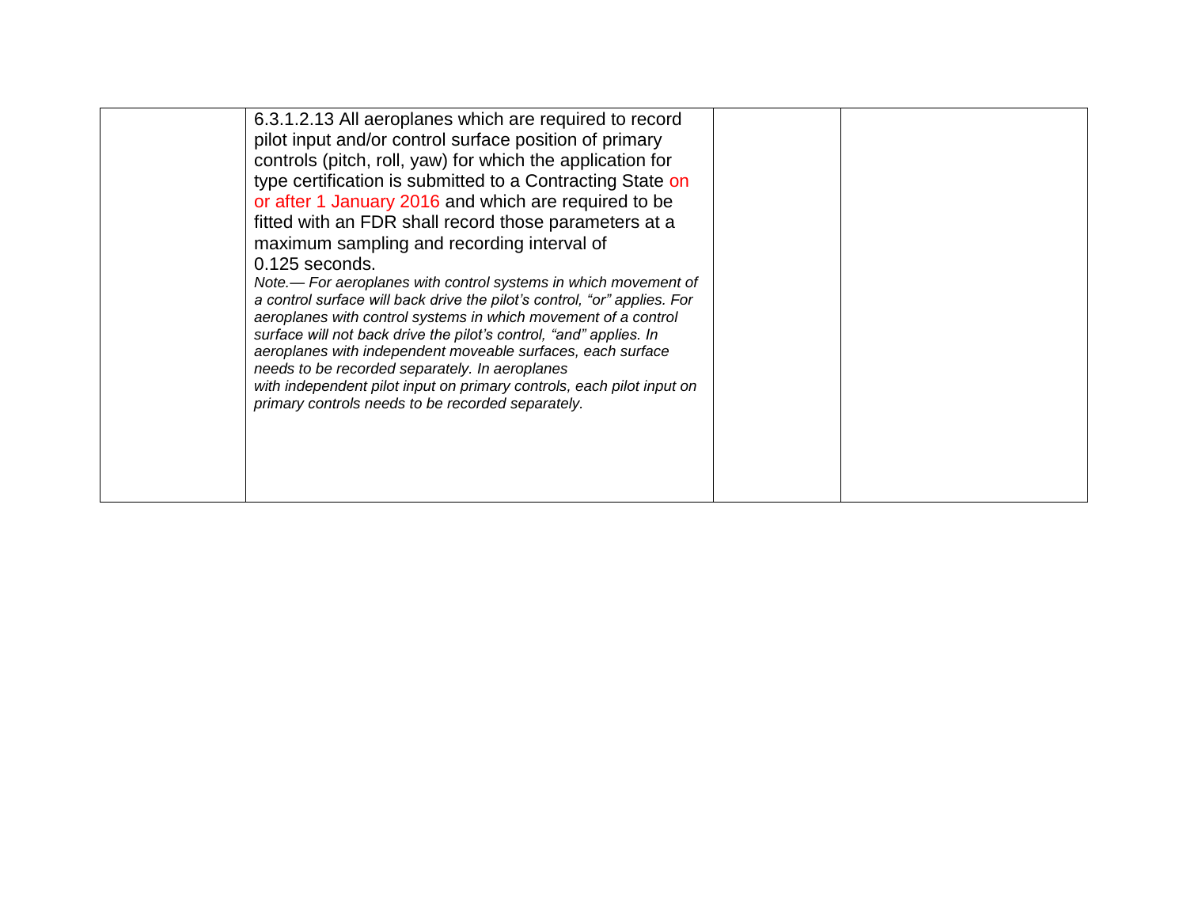|  | 6.3.1.2.13 All aeroplanes which are required to record pilot input and/or control surface position of primary controls (pitch, roll, yaw) for which the application for type certification is submitted to a Contracting State on or after 1 January 2016 and which are required to be fitted with an FDR shall record those parameters at a maximum sampling and recording interval of 0.125 seconds.<br>*Note.— For aeroplanes with control systems in which movement of a control surface will back drive the pilot's control, "or" applies. For aeroplanes with control systems in which movement of a control surface will not back drive the pilot's control, "and" applies. In aeroplanes with independent moveable surfaces, each surface needs to be recorded separately. In aeroplanes with independent pilot input on primary controls, each pilot input on primary controls needs to be recorded separately.* |  |  |
|---|---|---|---|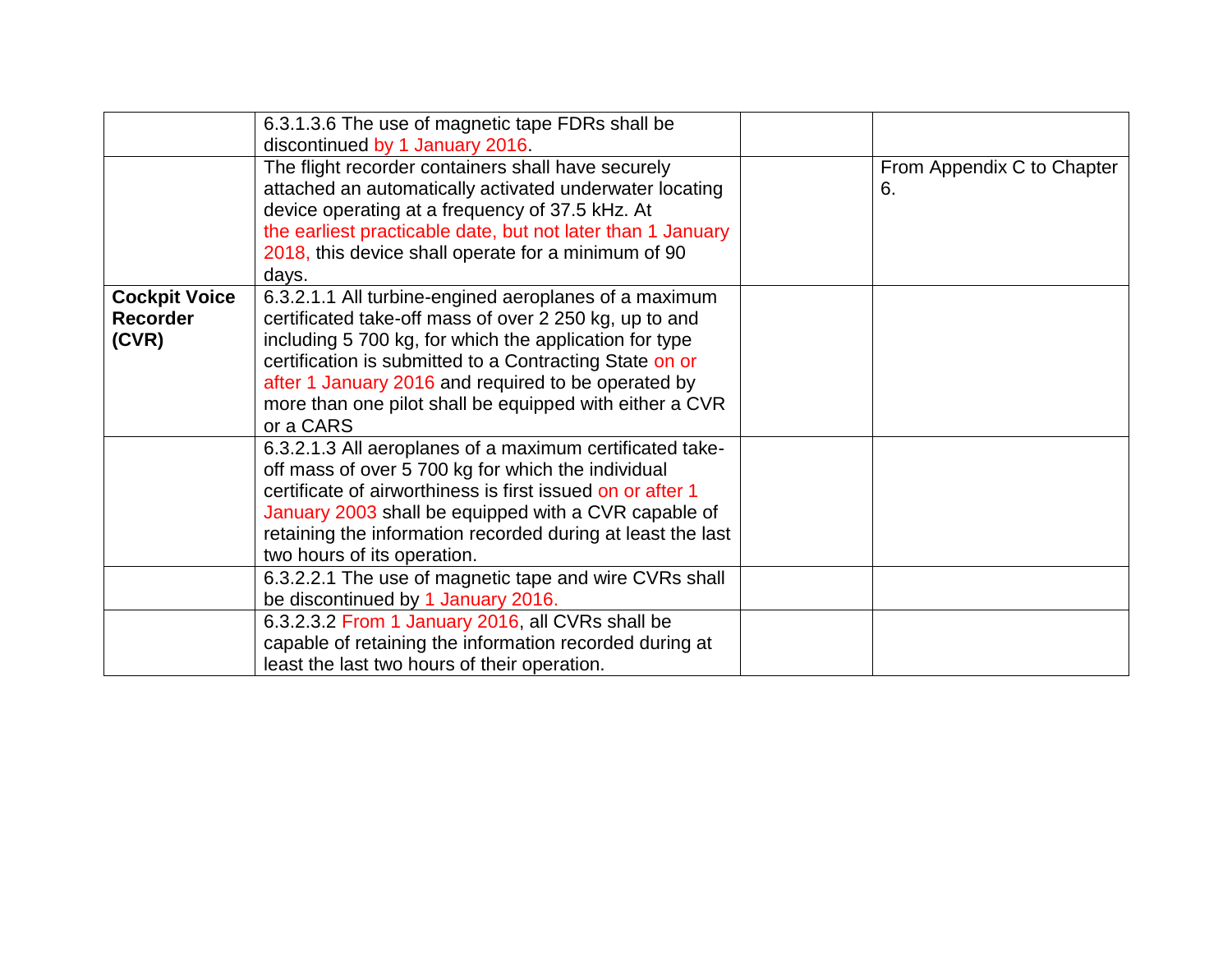| | | | |
|---|---|---|---|
| | 6.3.1.3.6 The use of magnetic tape FDRs shall be discontinued by 1 January 2016. | | |
| | The flight recorder containers shall have securely attached an automatically activated underwater locating device operating at a frequency of 37.5 kHz. At the earliest practicable date, but not later than 1 January 2018, this device shall operate for a minimum of 90 days. | | From Appendix C to Chapter 6. |
| **Cockpit Voice Recorder (CVR)** | 6.3.2.1.1 All turbine-engined aeroplanes of a maximum certificated take-off mass of over 2 250 kg, up to and including 5 700 kg, for which the application for type certification is submitted to a Contracting State on or after 1 January 2016 and required to be operated by more than one pilot shall be equipped with either a CVR or a CARS | | |
| | 6.3.2.1.3 All aeroplanes of a maximum certificated take-off mass of over 5 700 kg for which the individual certificate of airworthiness is first issued on or after 1 January 2003 shall be equipped with a CVR capable of retaining the information recorded during at least the last two hours of its operation. | | |
| | 6.3.2.2.1 The use of magnetic tape and wire CVRs shall be discontinued by 1 January 2016. | | |
| | 6.3.2.3.2 From 1 January 2016, all CVRs shall be capable of retaining the information recorded during at least the last two hours of their operation. | | |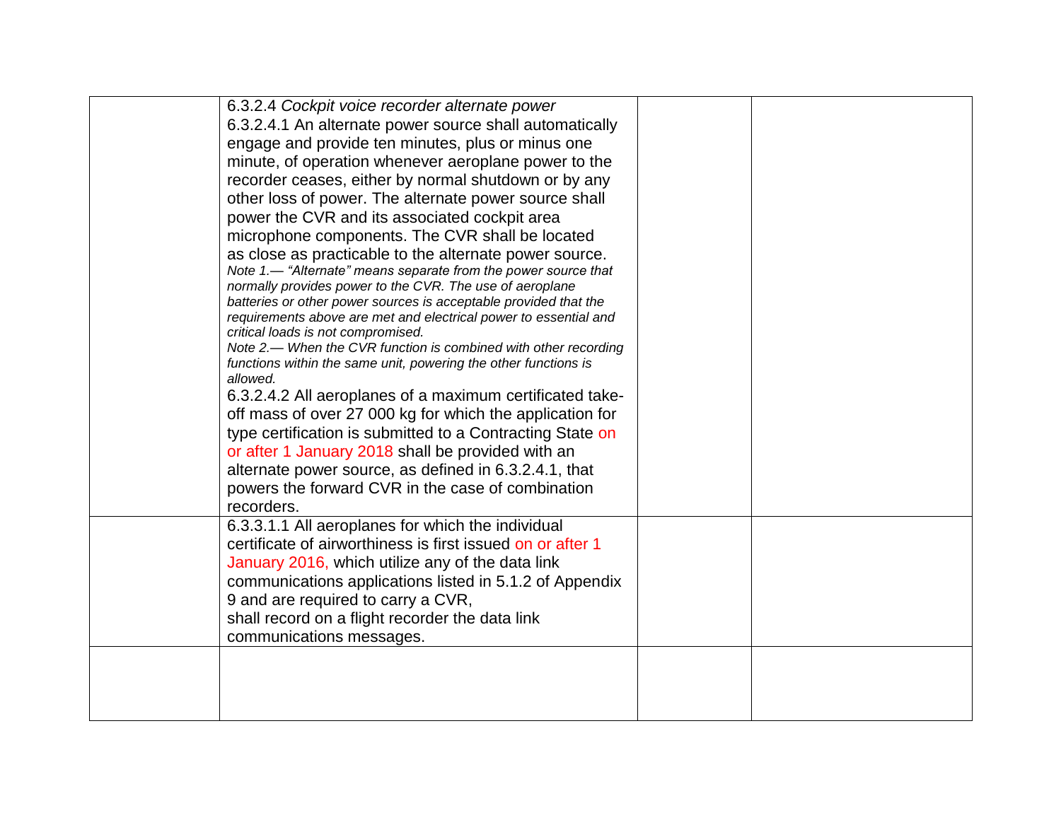| | | | |
|---|---|---|---|
| | 6.3.2.4 *Cockpit voice recorder alternate power*<br>6.3.2.4.1 An alternate power source shall automatically engage and provide ten minutes, plus or minus one minute, of operation whenever aeroplane power to the recorder ceases, either by normal shutdown or by any other loss of power. The alternate power source shall power the CVR and its associated cockpit area microphone components. The CVR shall be located as close as practicable to the alternate power source.<br>*Note 1.— "Alternate" means separate from the power source that normally provides power to the CVR. The use of aeroplane batteries or other power sources is acceptable provided that the requirements above are met and electrical power to essential and critical loads is not compromised.*<br>*Note 2.— When the CVR function is combined with other recording functions within the same unit, powering the other functions is allowed.*<br>6.3.2.4.2 All aeroplanes of a maximum certificated take-off mass of over 27 000 kg for which the application for type certification is submitted to a Contracting State on or after 1 January 2018 shall be provided with an alternate power source, as defined in 6.3.2.4.1, that powers the forward CVR in the case of combination recorders. | | |
| | 6.3.3.1.1 All aeroplanes for which the individual certificate of airworthiness is first issued on or after 1 January 2016, which utilize any of the data link communications applications listed in 5.1.2 of Appendix 9 and are required to carry a CVR,<br>shall record on a flight recorder the data link communications messages. | | |
| | | | |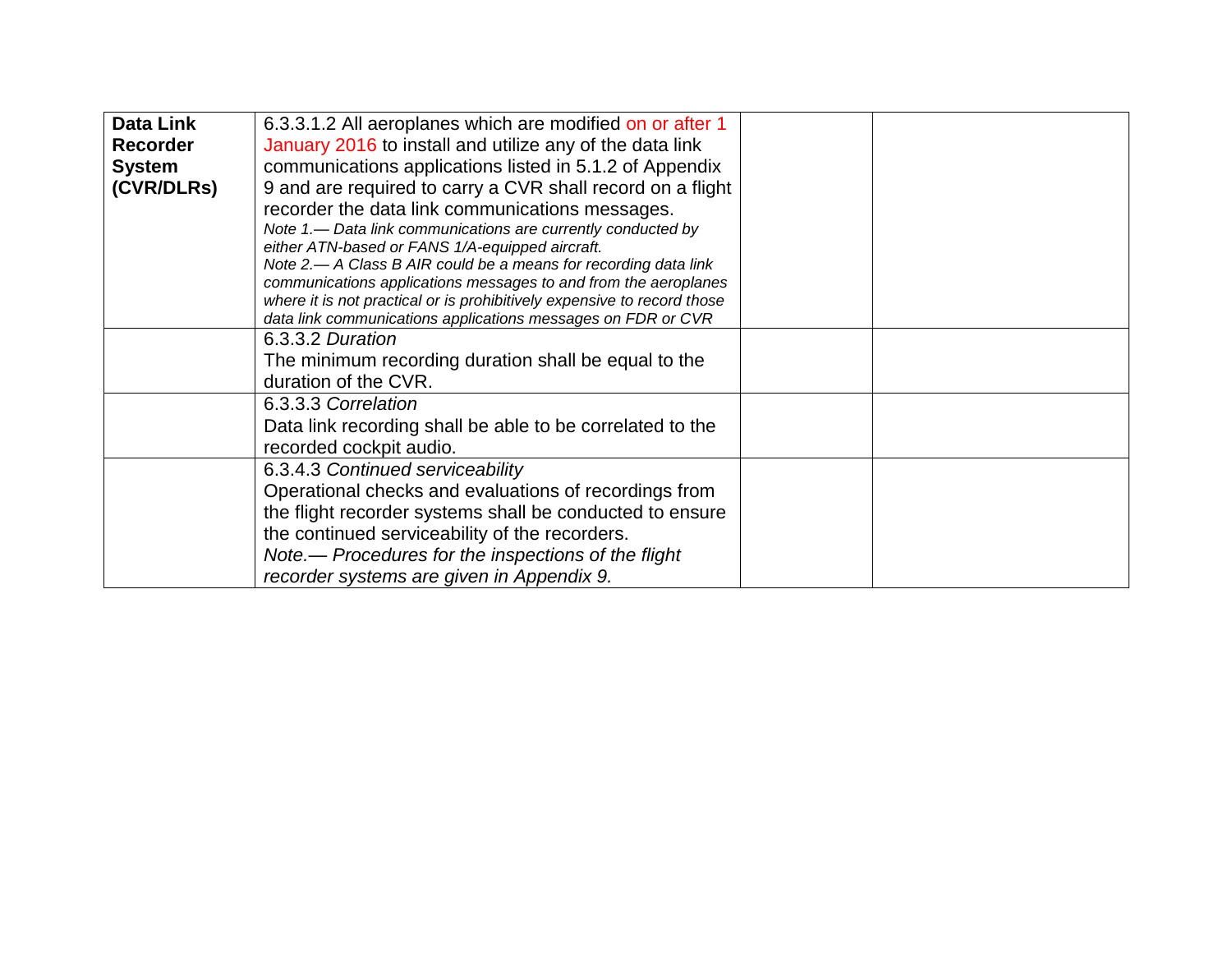| | | | |
|---|---|---|---|
| **Data Link Recorder System (CVR/DLRs)** | 6.3.3.1.2 All aeroplanes which are modified on or after 1 January 2016 to install and utilize any of the data link communications applications listed in 5.1.2 of Appendix 9 and are required to carry a CVR shall record on a flight recorder the data link communications messages.<br>*Note 1.— Data link communications are currently conducted by either ATN-based or FANS 1/A-equipped aircraft.*<br>*Note 2.— A Class B AIR could be a means for recording data link communications applications messages to and from the aeroplanes where it is not practical or is prohibitively expensive to record those data link communications applications messages on FDR or CVR* | | |
| | 6.3.3.2 *Duration*<br>The minimum recording duration shall be equal to the duration of the CVR. | | |
| | 6.3.3.3 *Correlation*<br>Data link recording shall be able to be correlated to the recorded cockpit audio. | | |
| | 6.3.4.3 *Continued serviceability*<br>Operational checks and evaluations of recordings from the flight recorder systems shall be conducted to ensure the continued serviceability of the recorders.<br>*Note.— Procedures for the inspections of the flight recorder systems are given in Appendix 9.* | | |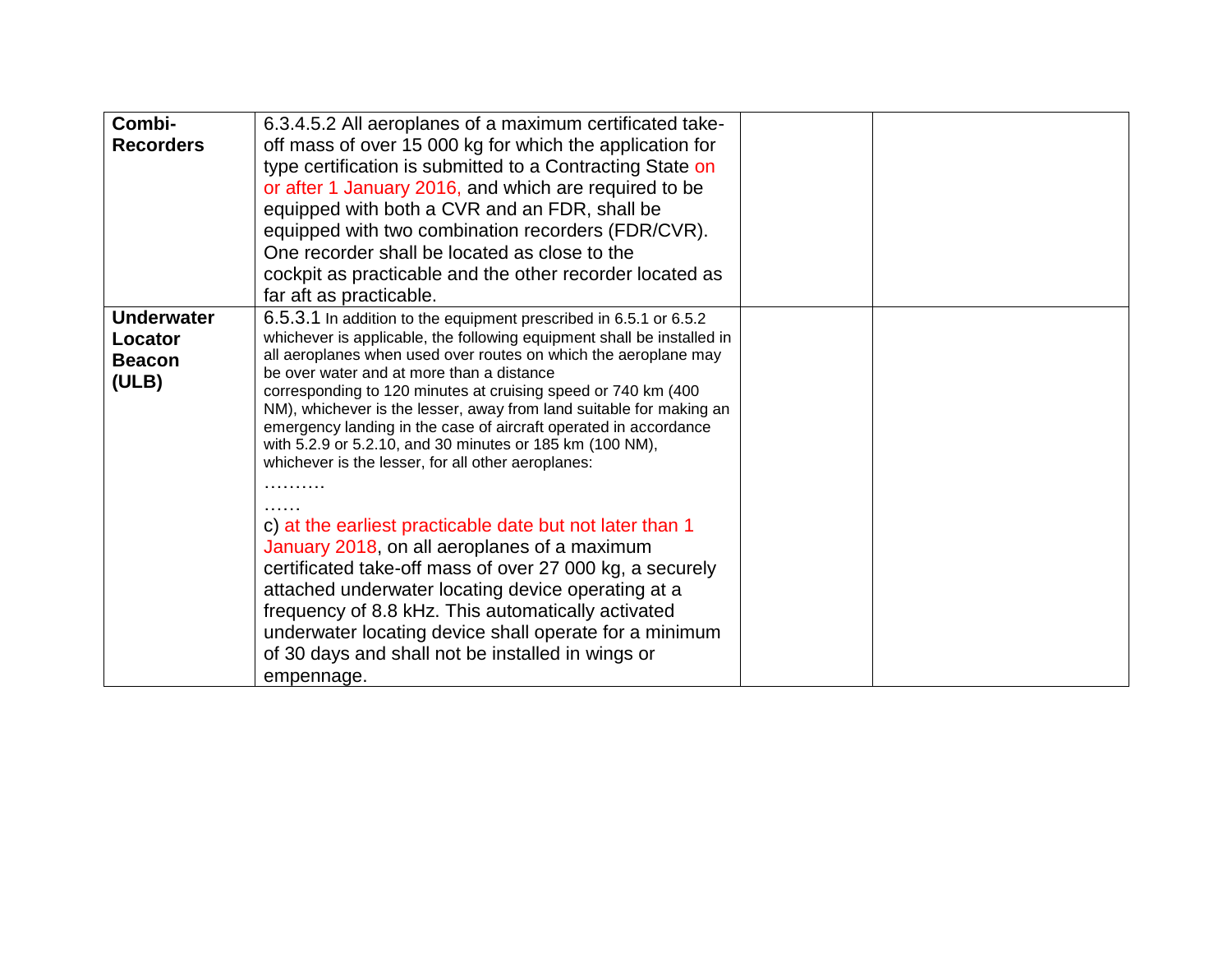| | | | |
|---|---|---|---|
| **Combi-Recorders** | 6.3.4.5.2 All aeroplanes of a maximum certificated take-off mass of over 15 000 kg for which the application for type certification is submitted to a Contracting State on or after 1 January 2016, and which are required to be equipped with both a CVR and an FDR, shall be equipped with two combination recorders (FDR/CVR). One recorder shall be located as close to the cockpit as practicable and the other recorder located as far aft as practicable. | | |
| **Underwater Locator Beacon (ULB)** | 6.5.3.1 In addition to the equipment prescribed in 6.5.1 or 6.5.2 whichever is applicable, the following equipment shall be installed in all aeroplanes when used over routes on which the aeroplane may be over water and at more than a distance corresponding to 120 minutes at cruising speed or 740 km (400 NM), whichever is the lesser, away from land suitable for making an emergency landing in the case of aircraft operated in accordance with 5.2.9 or 5.2.10, and 30 minutes or 185 km (100 NM), whichever is the lesser, for all other aeroplanes: <br> ………. <br> …… <br> c) at the earliest practicable date but not later than 1 January 2018, on all aeroplanes of a maximum certificated take-off mass of over 27 000 kg, a securely attached underwater locating device operating at a frequency of 8.8 kHz. This automatically activated underwater locating device shall operate for a minimum of 30 days and shall not be installed in wings or empennage. | | |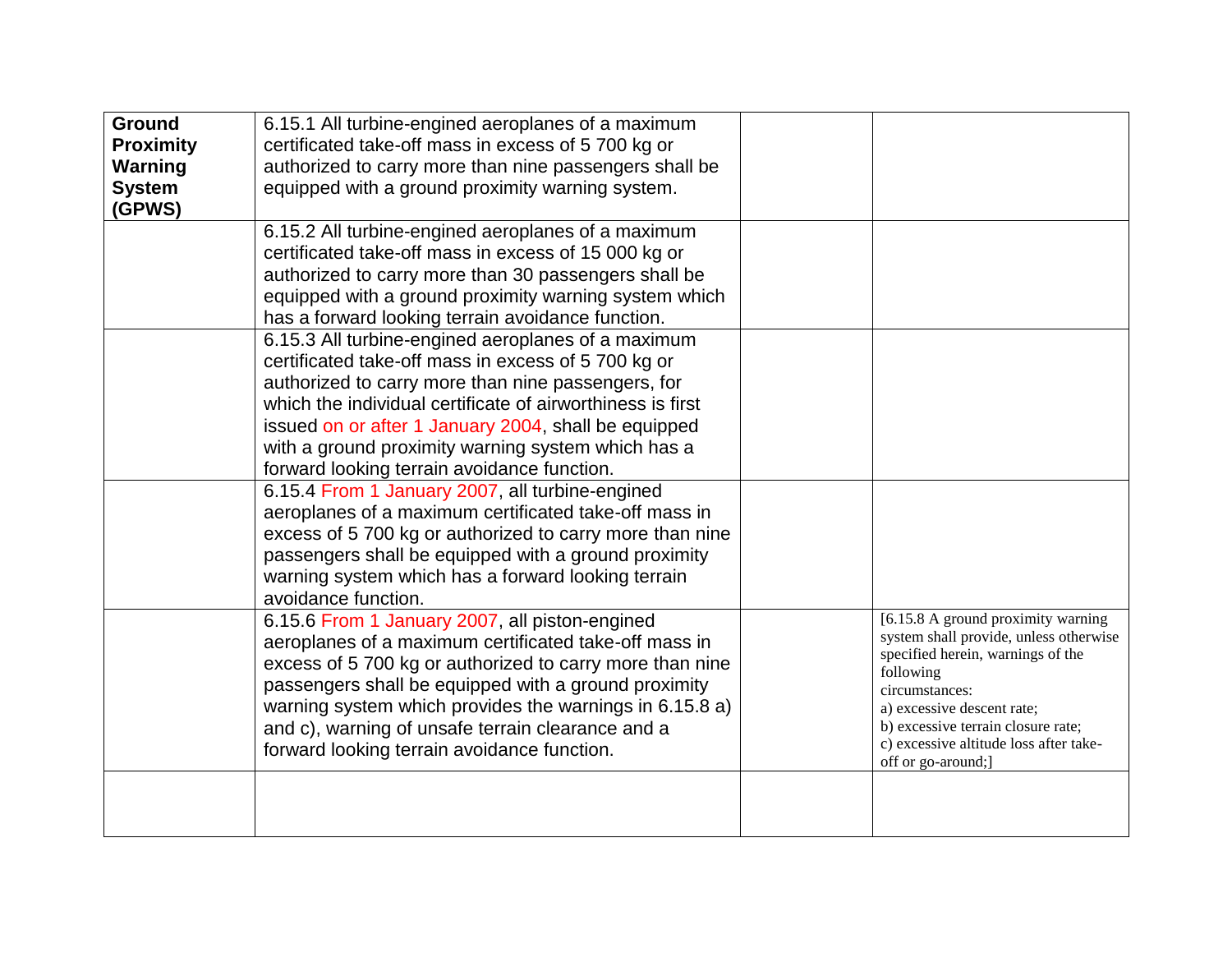| Ground Proximity Warning System (GPWS) | 6.15.1 All turbine-engined aeroplanes of a maximum certificated take-off mass in excess of 5 700 kg or authorized to carry more than nine passengers shall be equipped with a ground proximity warning system. | | |
|---|---|---|---|
| | 6.15.2 All turbine-engined aeroplanes of a maximum certificated take-off mass in excess of 15 000 kg or authorized to carry more than 30 passengers shall be equipped with a ground proximity warning system which has a forward looking terrain avoidance function. | | |
| | 6.15.3 All turbine-engined aeroplanes of a maximum certificated take-off mass in excess of 5 700 kg or authorized to carry more than nine passengers, for which the individual certificate of airworthiness is first issued on or after 1 January 2004, shall be equipped with a ground proximity warning system which has a forward looking terrain avoidance function. | | |
| | 6.15.4 From 1 January 2007, all turbine-engined aeroplanes of a maximum certificated take-off mass in excess of 5 700 kg or authorized to carry more than nine passengers shall be equipped with a ground proximity warning system which has a forward looking terrain avoidance function. | | |
| | 6.15.6 From 1 January 2007, all piston-engined aeroplanes of a maximum certificated take-off mass in excess of 5 700 kg or authorized to carry more than nine passengers shall be equipped with a ground proximity warning system which provides the warnings in 6.15.8 a) and c), warning of unsafe terrain clearance and a forward looking terrain avoidance function. | | [6.15.8 A ground proximity warning system shall provide, unless otherwise specified herein, warnings of the following circumstances: a) excessive descent rate; b) excessive terrain closure rate; c) excessive altitude loss after take-off or go-around;] |
| | | | |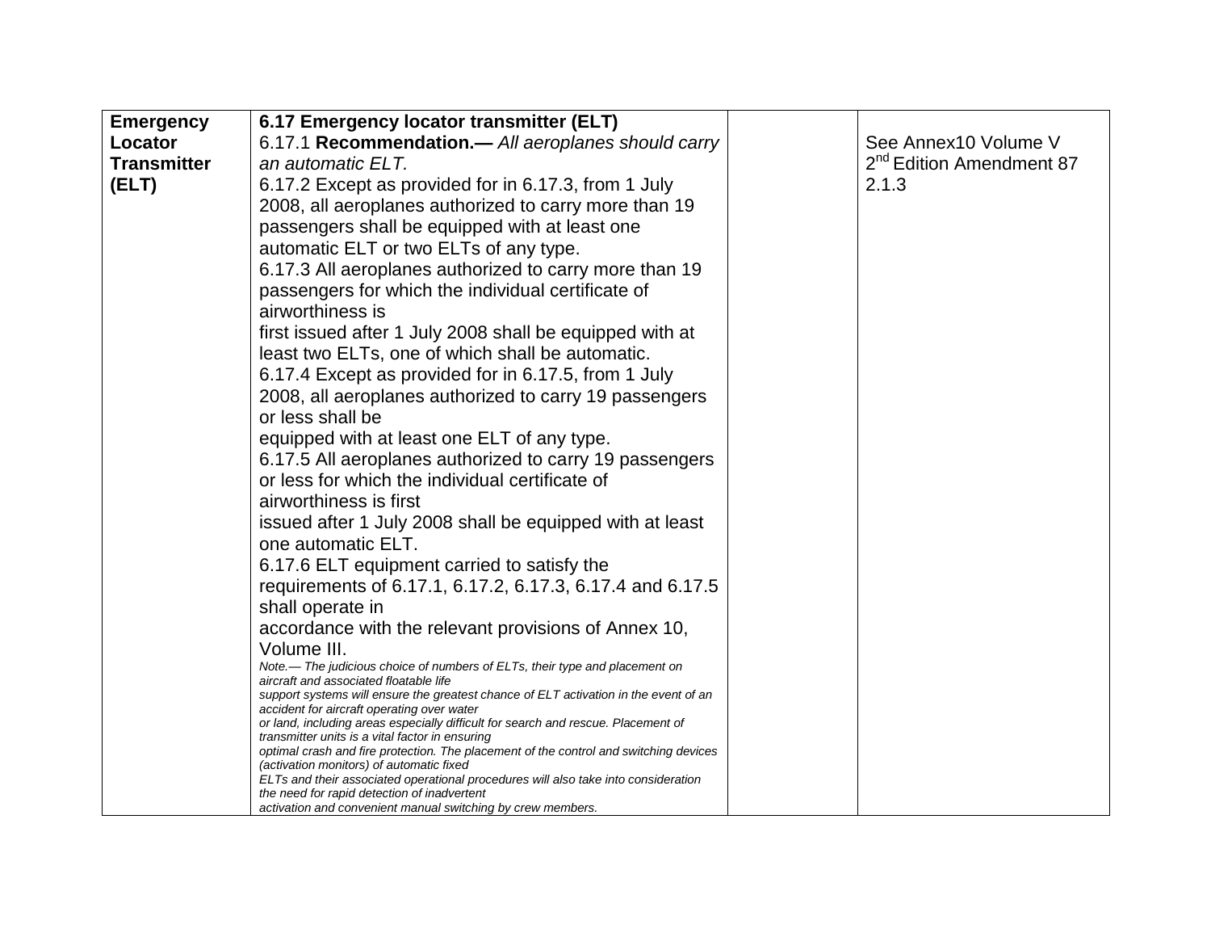| | | | |
|---|---|---|---|
| **Emergency Locator Transmitter (ELT)** | **6.17 Emergency locator transmitter (ELT)**<br>6.17.1 **Recommendation.—** *All aeroplanes should carry an automatic ELT.*<br>6.17.2 Except as provided for in 6.17.3, from 1 July 2008, all aeroplanes authorized to carry more than 19 passengers shall be equipped with at least one automatic ELT or two ELTs of any type.<br>6.17.3 All aeroplanes authorized to carry more than 19 passengers for which the individual certificate of airworthiness is first issued after 1 July 2008 shall be equipped with at least two ELTs, one of which shall be automatic.<br>6.17.4 Except as provided for in 6.17.5, from 1 July 2008, all aeroplanes authorized to carry 19 passengers or less shall be equipped with at least one ELT of any type.<br>6.17.5 All aeroplanes authorized to carry 19 passengers or less for which the individual certificate of airworthiness is first issued after 1 July 2008 shall be equipped with at least one automatic ELT.<br>6.17.6 ELT equipment carried to satisfy the requirements of 6.17.1, 6.17.2, 6.17.3, 6.17.4 and 6.17.5 shall operate in accordance with the relevant provisions of Annex 10, Volume III.<br>*Note.— The judicious choice of numbers of ELTs, their type and placement on aircraft and associated floatable life support systems will ensure the greatest chance of ELT activation in the event of an accident for aircraft operating over water or land, including areas especially difficult for search and rescue. Placement of transmitter units is a vital factor in ensuring optimal crash and fire protection. The placement of the control and switching devices (activation monitors) of automatic fixed ELTs and their associated operational procedures will also take into consideration the need for rapid detection of inadvertent activation and convenient manual switching by crew members.* | | See Annex10 Volume V 2nd Edition Amendment 87 2.1.3 |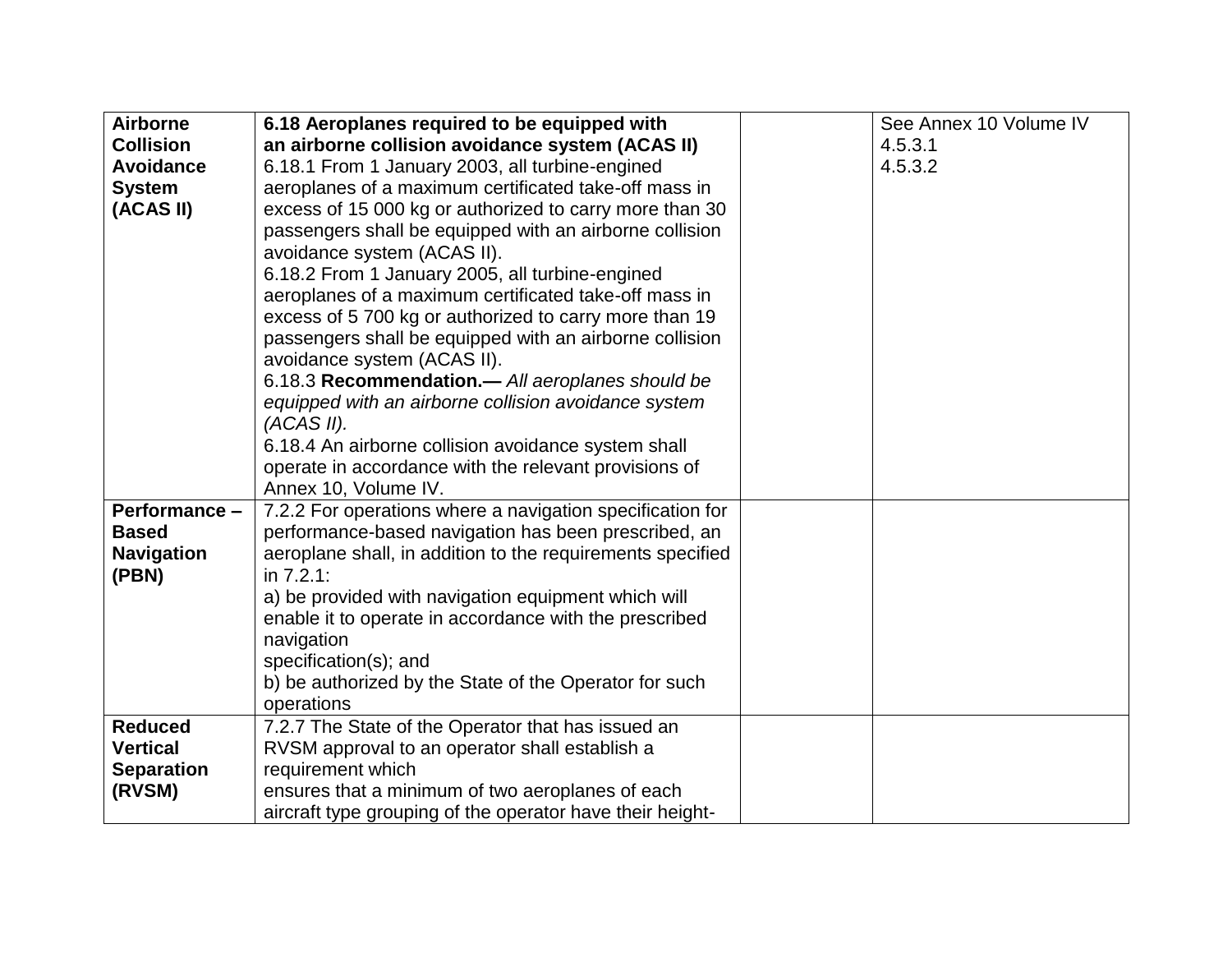| | | | |
|---|---|---|---|
| **Airborne Collision Avoidance System (ACAS II)** | **6.18 Aeroplanes required to be equipped with an airborne collision avoidance system (ACAS II)**<br>6.18.1 From 1 January 2003, all turbine-engined aeroplanes of a maximum certificated take-off mass in excess of 15 000 kg or authorized to carry more than 30 passengers shall be equipped with an airborne collision avoidance system (ACAS II).<br>6.18.2 From 1 January 2005, all turbine-engined aeroplanes of a maximum certificated take-off mass in excess of 5 700 kg or authorized to carry more than 19 passengers shall be equipped with an airborne collision avoidance system (ACAS II).<br>6.18.3 **Recommendation.—** *All aeroplanes should be equipped with an airborne collision avoidance system (ACAS II).*<br>6.18.4 An airborne collision avoidance system shall operate in accordance with the relevant provisions of Annex 10, Volume IV. | | See Annex 10 Volume IV<br>4.5.3.1<br>4.5.3.2 |
| **Performance – Based Navigation (PBN)** | 7.2.2 For operations where a navigation specification for performance-based navigation has been prescribed, an aeroplane shall, in addition to the requirements specified in 7.2.1:<br>a) be provided with navigation equipment which will enable it to operate in accordance with the prescribed navigation specification(s); and<br>b) be authorized by the State of the Operator for such operations | | |
| **Reduced Vertical Separation (RVSM)** | 7.2.7 The State of the Operator that has issued an RVSM approval to an operator shall establish a requirement which ensures that a minimum of two aeroplanes of each aircraft type grouping of the operator have their height- | | |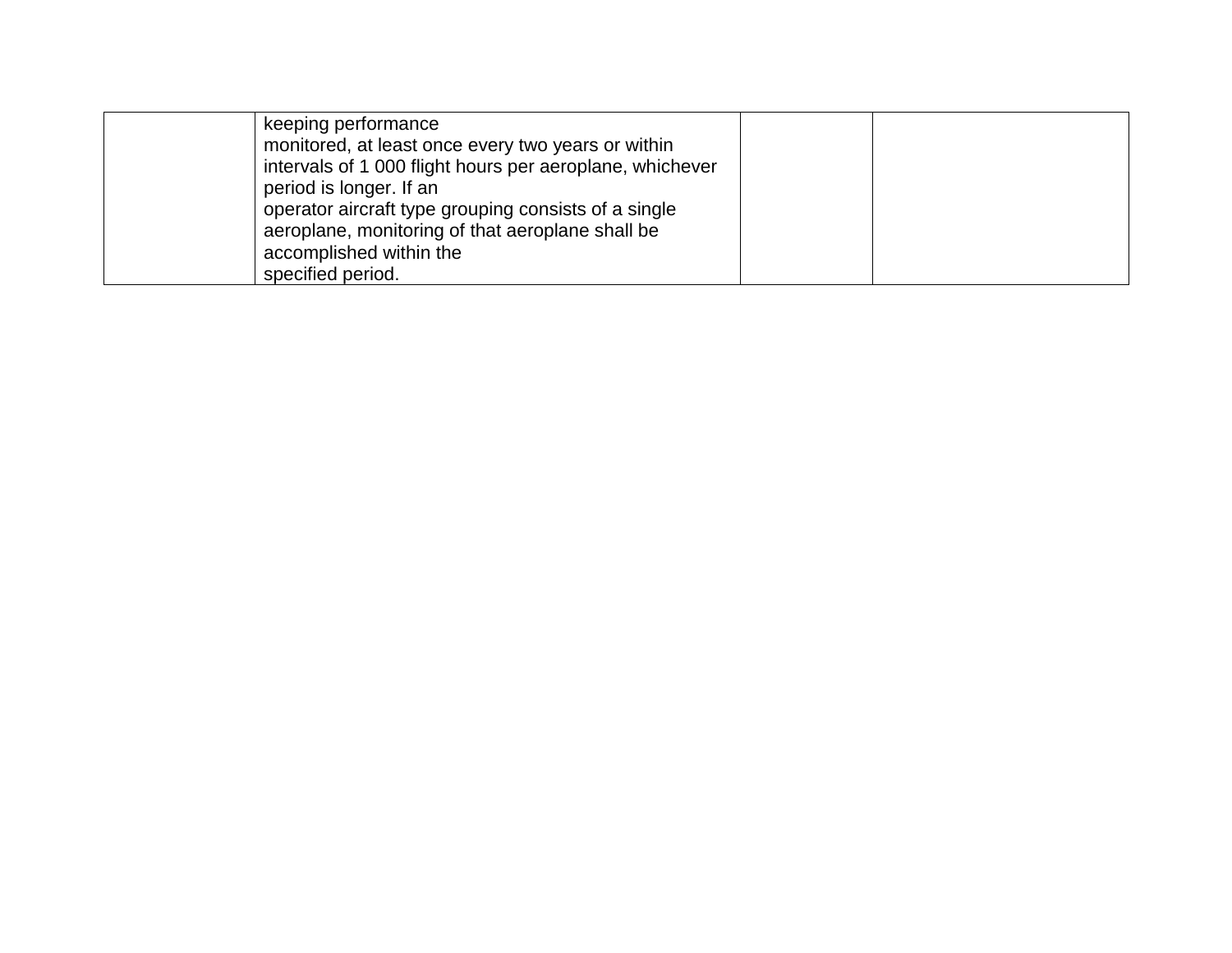| | | | |
|---|---|---|---|
| | keeping performance monitored, at least once every two years or within intervals of 1 000 flight hours per aeroplane, whichever period is longer. If an operator aircraft type grouping consists of a single aeroplane, monitoring of that aeroplane shall be accomplished within the specified period. | | |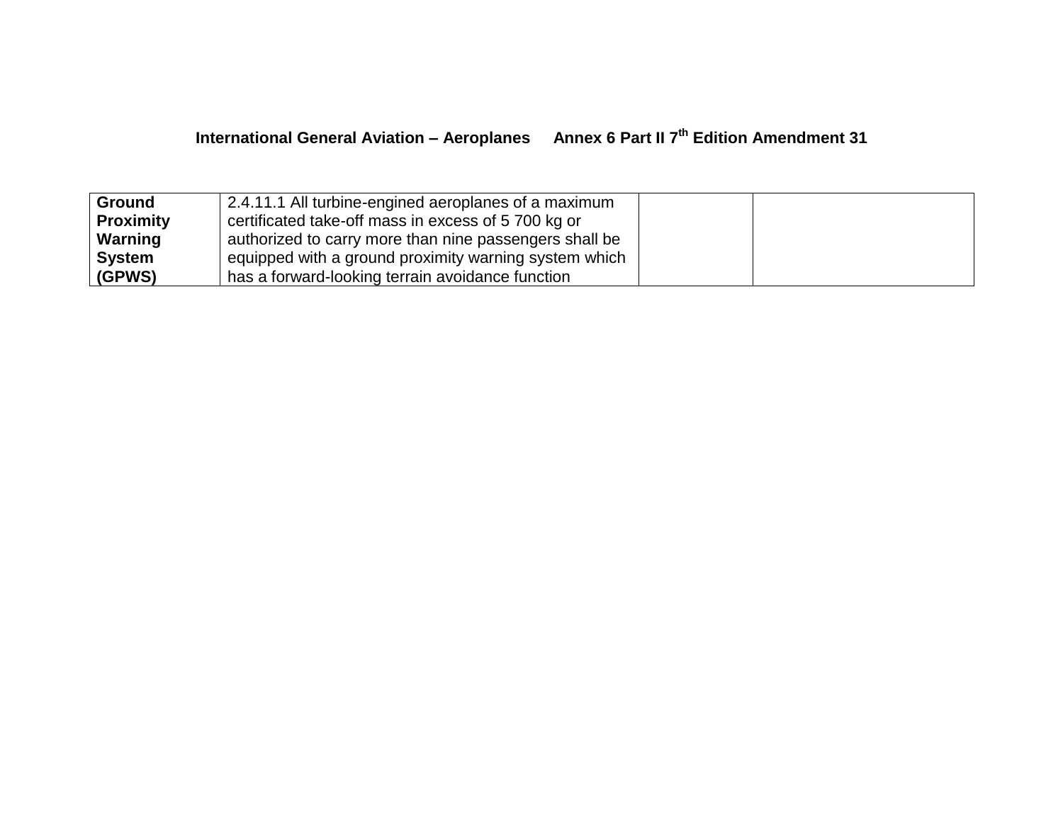| Ground Proximity Warning System (GPWS) | 2.4.11.1 All turbine-engined aeroplanes of a maximum certificated take-off mass in excess of 5 700 kg or authorized to carry more than nine passengers shall be equipped with a ground proximity warning system which has a forward-looking terrain avoidance function | | |
|---|---|---|---|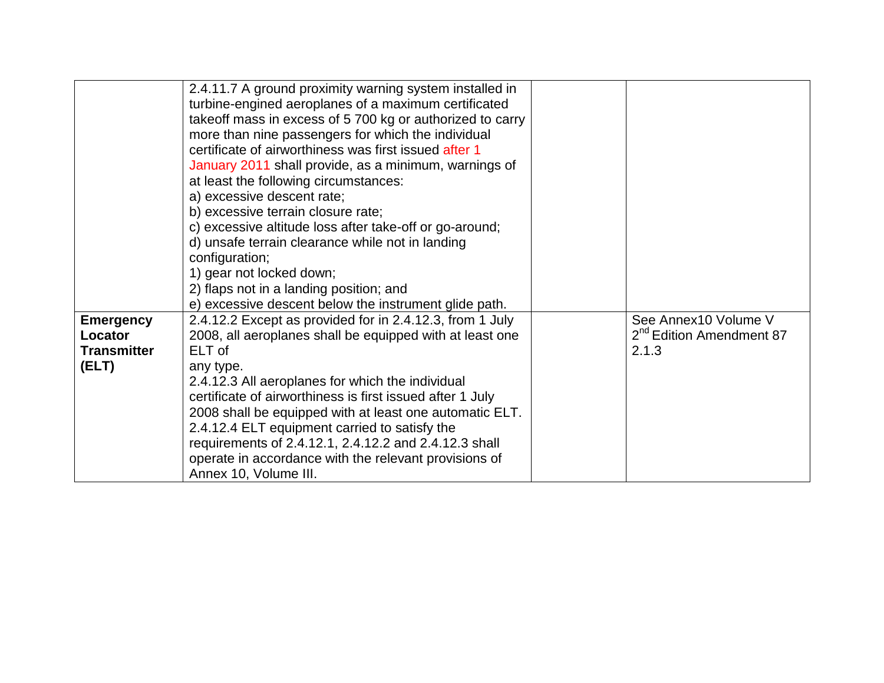| | | | |
|---|---|---|---|
| | 2.4.11.7 A ground proximity warning system installed in turbine-engined aeroplanes of a maximum certificated takeoff mass in excess of 5 700 kg or authorized to carry more than nine passengers for which the individual certificate of airworthiness was first issued after 1 January 2011 shall provide, as a minimum, warnings of at least the following circumstances:<br>a) excessive descent rate;<br>b) excessive terrain closure rate;<br>c) excessive altitude loss after take-off or go-around;<br>d) unsafe terrain clearance while not in landing configuration;<br>1) gear not locked down;<br>2) flaps not in a landing position; and<br>e) excessive descent below the instrument glide path. | | |
| **Emergency Locator Transmitter (ELT)** | 2.4.12.2 Except as provided for in 2.4.12.3, from 1 July 2008, all aeroplanes shall be equipped with at least one ELT of any type.<br>2.4.12.3 All aeroplanes for which the individual certificate of airworthiness is first issued after 1 July 2008 shall be equipped with at least one automatic ELT.<br>2.4.12.4 ELT equipment carried to satisfy the requirements of 2.4.12.1, 2.4.12.2 and 2.4.12.3 shall operate in accordance with the relevant provisions of Annex 10, Volume III. | | See Annex10 Volume V 2nd Edition Amendment 87 2.1.3 |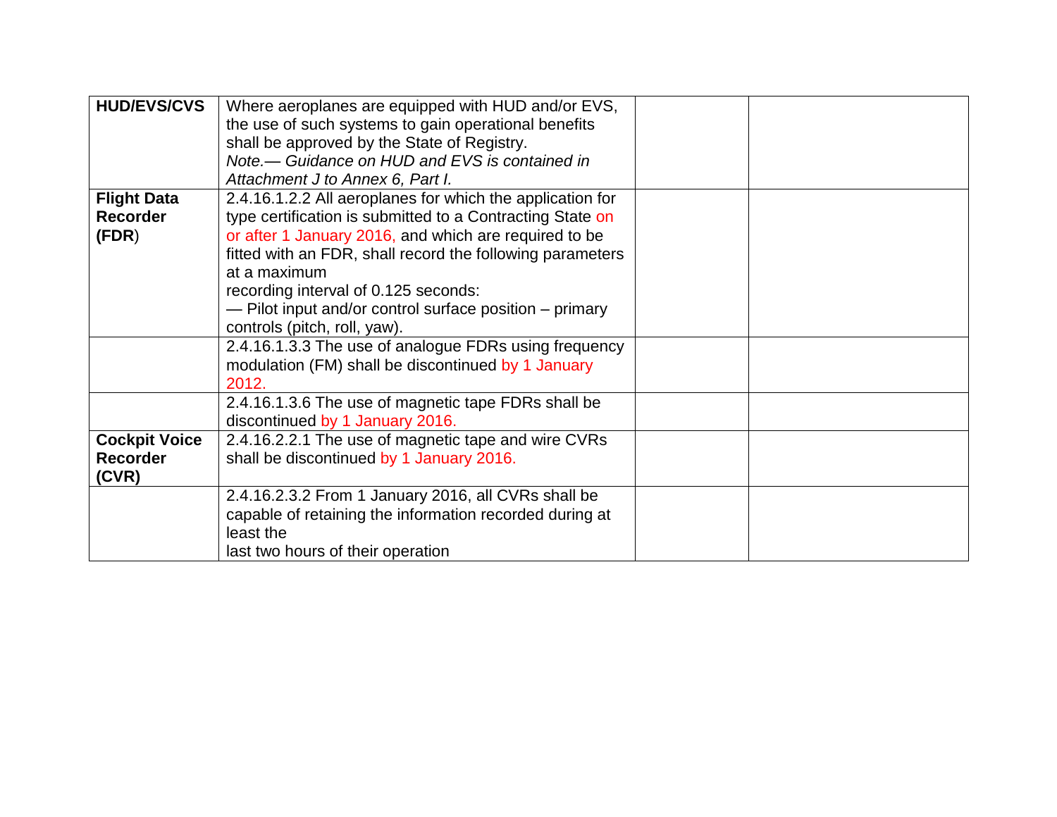| | | | |
|---|---|---|---|
| **HUD/EVS/CVS** | Where aeroplanes are equipped with HUD and/or EVS, the use of such systems to gain operational benefits shall be approved by the State of Registry.<br>*Note.— Guidance on HUD and EVS is contained in Attachment J to Annex 6, Part I.* | | |
| **Flight Data Recorder (FDR)** | 2.4.16.1.2.2 All aeroplanes for which the application for type certification is submitted to a Contracting State on or after 1 January 2016, and which are required to be fitted with an FDR, shall record the following parameters at a maximum<br>recording interval of 0.125 seconds:<br>— Pilot input and/or control surface position – primary controls (pitch, roll, yaw). | | |
| | 2.4.16.1.3.3 The use of analogue FDRs using frequency modulation (FM) shall be discontinued by 1 January 2012. | | |
| | 2.4.16.1.3.6 The use of magnetic tape FDRs shall be discontinued by 1 January 2016. | | |
| **Cockpit Voice Recorder (CVR)** | 2.4.16.2.2.1 The use of magnetic tape and wire CVRs shall be discontinued by 1 January 2016. | | |
| | 2.4.16.2.3.2 From 1 January 2016, all CVRs shall be capable of retaining the information recorded during at least the<br>last two hours of their operation | | |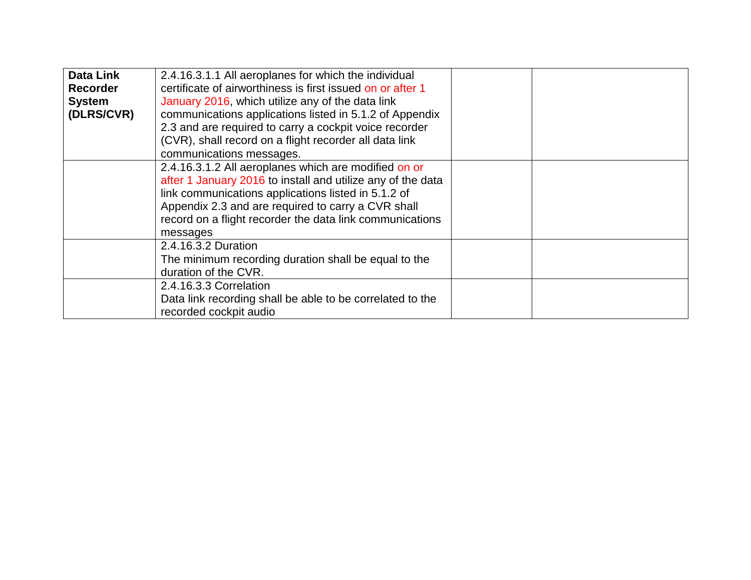| **Data Link Recorder System (DLRS/CVR)** | 2.4.16.3.1.1 All aeroplanes for which the individual certificate of airworthiness is first issued on or after 1 January 2016, which utilize any of the data link communications applications listed in 5.1.2 of Appendix 2.3 and are required to carry a cockpit voice recorder (CVR), shall record on a flight recorder all data link communications messages. | | |
|---|---|---|---|
| | 2.4.16.3.1.2 All aeroplanes which are modified on or after 1 January 2016 to install and utilize any of the data link communications applications listed in 5.1.2 of Appendix 2.3 and are required to carry a CVR shall record on a flight recorder the data link communications messages | | |
| | 2.4.16.3.2 Duration<br>The minimum recording duration shall be equal to the duration of the CVR. | | |
| | 2.4.16.3.3 Correlation<br>Data link recording shall be able to be correlated to the recorded cockpit audio | | |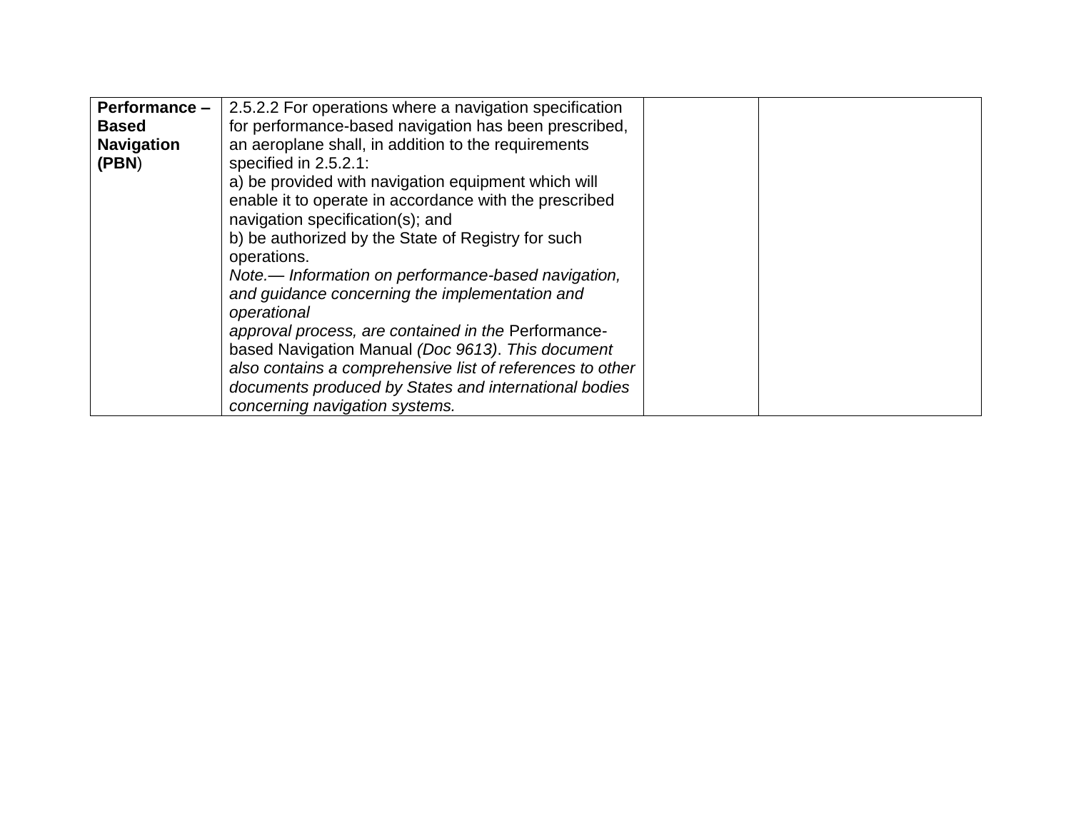| **Performance – Based Navigation (PBN)** | 2.5.2.2 For operations where a navigation specification for performance-based navigation has been prescribed, an aeroplane shall, in addition to the requirements specified in 2.5.2.1:<br>a) be provided with navigation equipment which will enable it to operate in accordance with the prescribed navigation specification(s); and<br>b) be authorized by the State of Registry for such operations.<br>*Note.— Information on performance-based navigation, and guidance concerning the implementation and operational approval process, are contained in the* Performance-based Navigation Manual *(Doc 9613). This document also contains a comprehensive list of references to other documents produced by States and international bodies concerning navigation systems.* | | |
|---|---|---|---|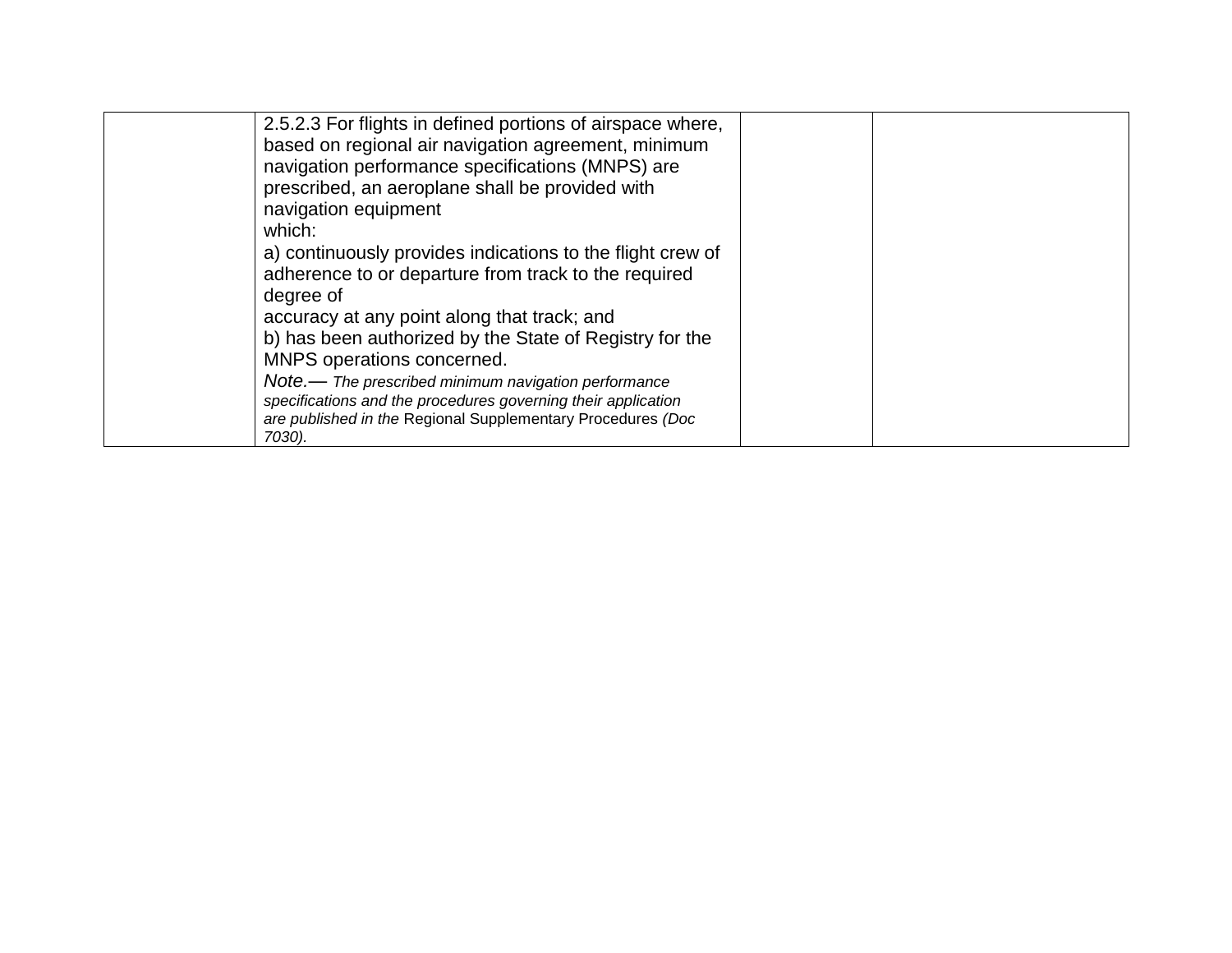| | | | |
|---|---|---|---|
| | 2.5.2.3 For flights in defined portions of airspace where, based on regional air navigation agreement, minimum navigation performance specifications (MNPS) are prescribed, an aeroplane shall be provided with navigation equipment which:<br>a) continuously provides indications to the flight crew of adherence to or departure from track to the required degree of accuracy at any point along that track; and<br>b) has been authorized by the State of Registry for the MNPS operations concerned.<br>*Note.— The prescribed minimum navigation performance specifications and the procedures governing their application are published in the* Regional Supplementary Procedures *(Doc 7030).* | | |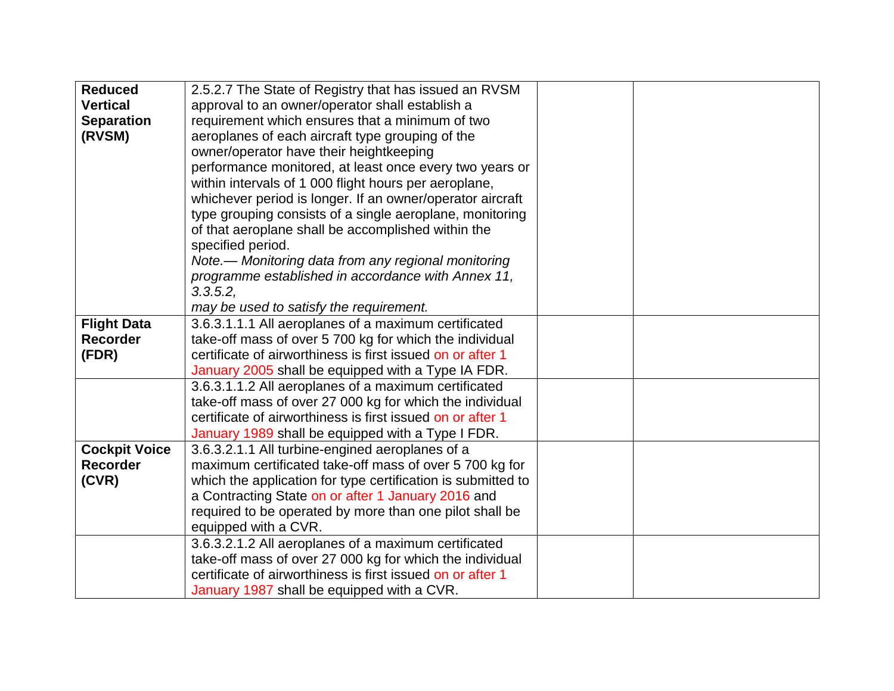| | | | |
|---|---|---|---|
| **Reduced Vertical Separation (RVSM)** | 2.5.2.7 The State of Registry that has issued an RVSM approval to an owner/operator shall establish a requirement which ensures that a minimum of two aeroplanes of each aircraft type grouping of the owner/operator have their heightkeeping performance monitored, at least once every two years or within intervals of 1 000 flight hours per aeroplane, whichever period is longer. If an owner/operator aircraft type grouping consists of a single aeroplane, monitoring of that aeroplane shall be accomplished within the specified period.<br>*Note.— Monitoring data from any regional monitoring programme established in accordance with Annex 11, 3.3.5.2,*<br>*may be used to satisfy the requirement.* | | |
| **Flight Data Recorder (FDR)** | 3.6.3.1.1.1 All aeroplanes of a maximum certificated take-off mass of over 5 700 kg for which the individual certificate of airworthiness is first issued on or after 1 January 2005 shall be equipped with a Type IA FDR. | | |
| | 3.6.3.1.1.2 All aeroplanes of a maximum certificated take-off mass of over 27 000 kg for which the individual certificate of airworthiness is first issued on or after 1 January 1989 shall be equipped with a Type I FDR. | | |
| **Cockpit Voice Recorder (CVR)** | 3.6.3.2.1.1 All turbine-engined aeroplanes of a maximum certificated take-off mass of over 5 700 kg for which the application for type certification is submitted to a Contracting State on or after 1 January 2016 and required to be operated by more than one pilot shall be equipped with a CVR. | | |
| | 3.6.3.2.1.2 All aeroplanes of a maximum certificated take-off mass of over 27 000 kg for which the individual certificate of airworthiness is first issued on or after 1 January 1987 shall be equipped with a CVR. | | |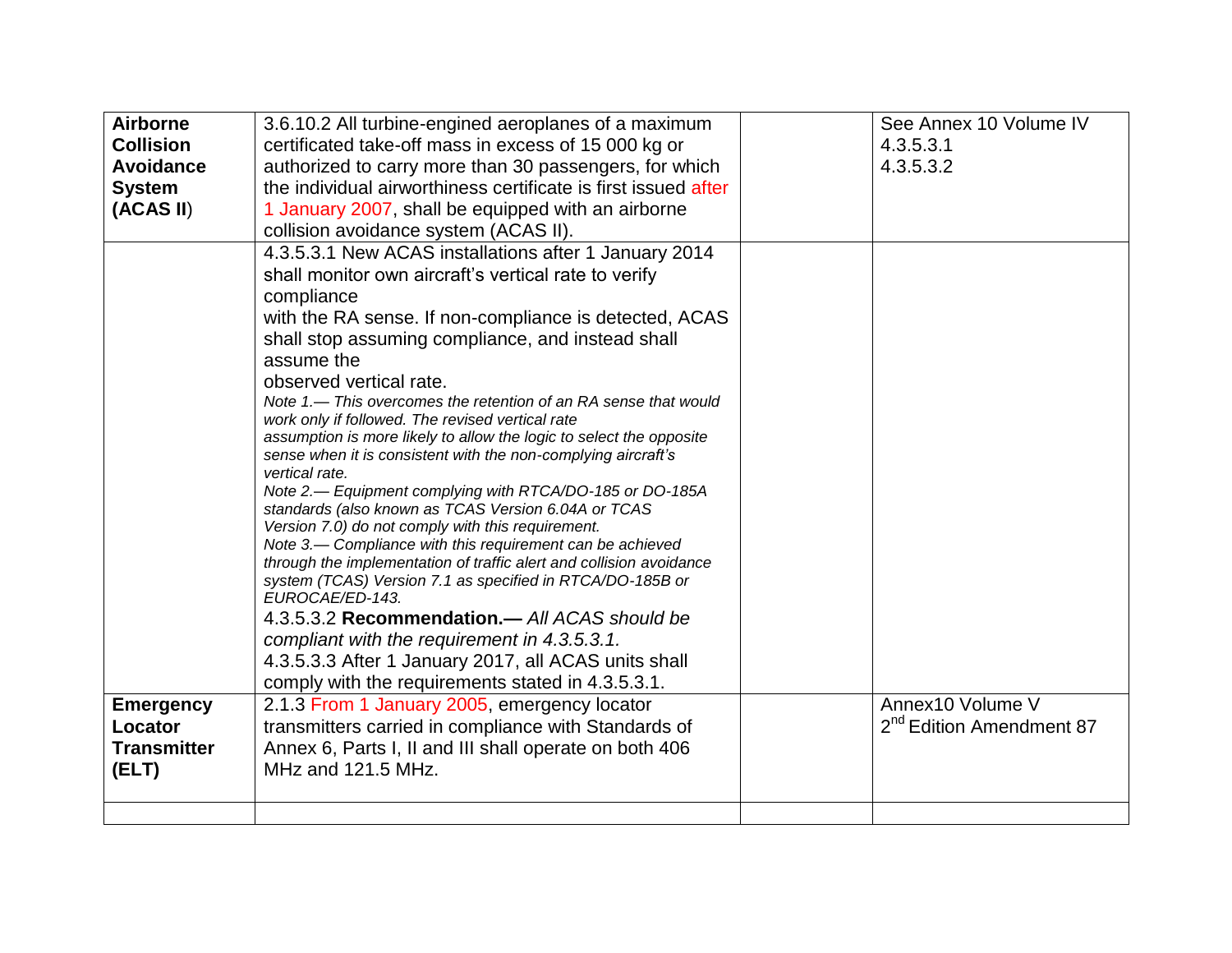| | | | |
|---|---|---|---|
| **Airborne Collision Avoidance System (ACAS II**) | 3.6.10.2 All turbine-engined aeroplanes of a maximum certificated take-off mass in excess of 15 000 kg or authorized to carry more than 30 passengers, for which the individual airworthiness certificate is first issued after 1 January 2007, shall be equipped with an airborne collision avoidance system (ACAS II). | | See Annex 10 Volume IV 4.3.5.3.1 4.3.5.3.2 |
| | 4.3.5.3.1 New ACAS installations after 1 January 2014 shall monitor own aircraft's vertical rate to verify compliance with the RA sense. If non-compliance is detected, ACAS shall stop assuming compliance, and instead shall assume the observed vertical rate. *Note 1.— This overcomes the retention of an RA sense that would work only if followed. The revised vertical rate assumption is more likely to allow the logic to select the opposite sense when it is consistent with the non-complying aircraft's vertical rate.* *Note 2.— Equipment complying with RTCA/DO-185 or DO-185A standards (also known as TCAS Version 6.04A or TCAS Version 7.0) do not comply with this requirement.* *Note 3.— Compliance with this requirement can be achieved through the implementation of traffic alert and collision avoidance system (TCAS) Version 7.1 as specified in RTCA/DO-185B or EUROCAE/ED-143.* 4.3.5.3.2 **Recommendation.—** *All ACAS should be compliant with the requirement in 4.3.5.3.1.* 4.3.5.3.3 After 1 January 2017, all ACAS units shall comply with the requirements stated in 4.3.5.3.1. | | |
| **Emergency Locator Transmitter (ELT)** | 2.1.3 From 1 January 2005, emergency locator transmitters carried in compliance with Standards of Annex 6, Parts I, II and III shall operate on both 406 MHz and 121.5 MHz. | | Annex10 Volume V 2nd Edition Amendment 87 |
| | | | |